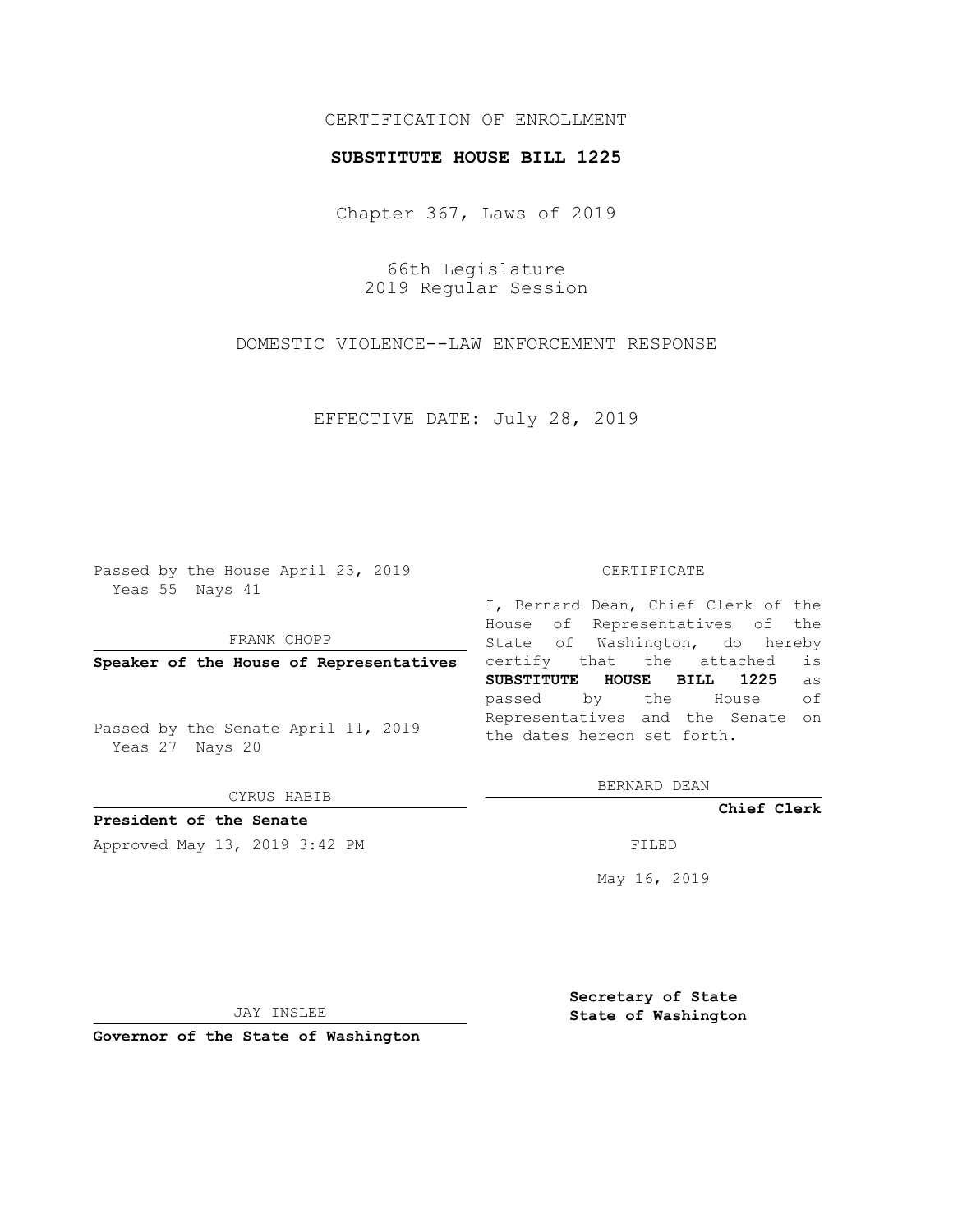CERTIFICATION OF ENROLLMENT

**SUBSTITUTE HOUSE BILL 1225**

Chapter 367, Laws of 2019

66th Legislature
2019 Regular Session

DOMESTIC VIOLENCE--LAW ENFORCEMENT RESPONSE

EFFECTIVE DATE: July 28, 2019

Passed by the House April 23, 2019
Yeas 55 Nays 41

FRANK CHOPP

**Speaker of the House of Representatives**

Passed by the Senate April 11, 2019
Yeas 27 Nays 20

CYRUS HABIB

**President of the Senate**

Approved May 13, 2019 3:42 PM

JAY INSLEE

**Governor of the State of Washington**

CERTIFICATE

I, Bernard Dean, Chief Clerk of the House of Representatives of the State of Washington, do hereby certify that the attached is **SUBSTITUTE HOUSE BILL 1225** as passed by the House of Representatives and the Senate on the dates hereon set forth.

BERNARD DEAN

**Chief Clerk**

FILED

May 16, 2019

**Secretary of State**
**State of Washington**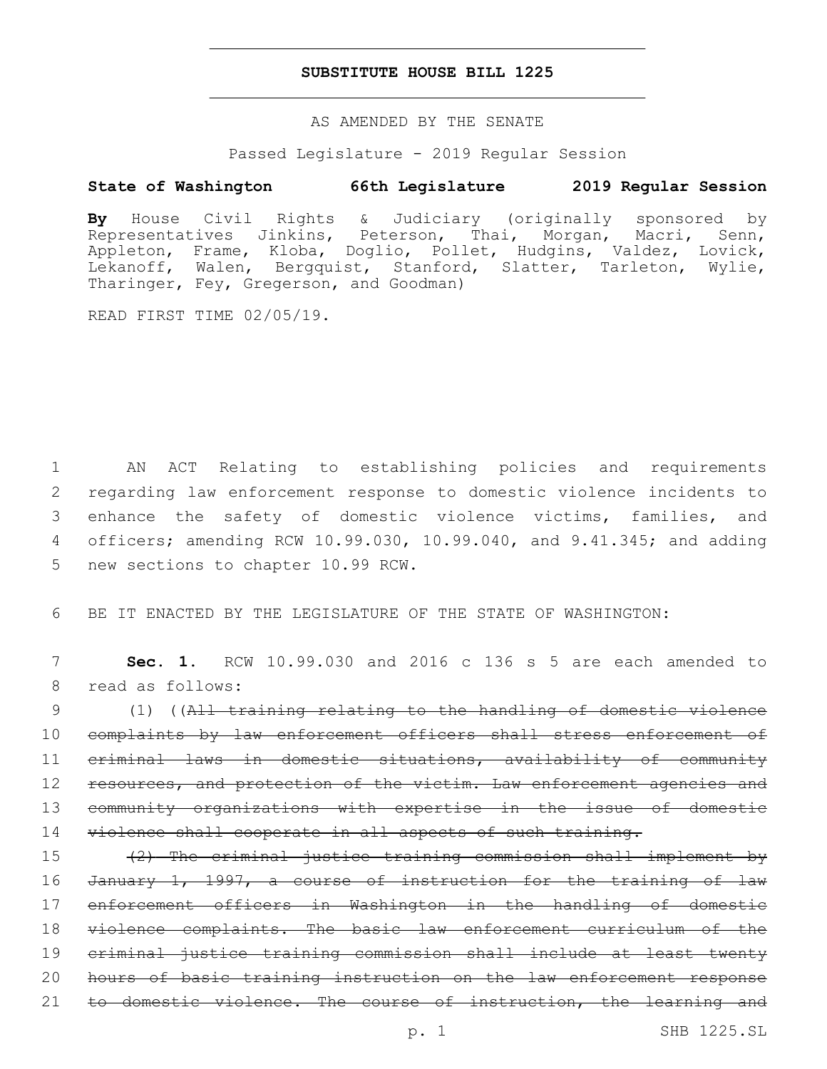**SUBSTITUTE HOUSE BILL 1225**

AS AMENDED BY THE SENATE

Passed Legislature - 2019 Regular Session

**State of Washington 66th Legislature 2019 Regular Session**

**By** House Civil Rights & Judiciary (originally sponsored by Representatives Jinkins, Peterson, Thai, Morgan, Macri, Senn, Appleton, Frame, Kloba, Doglio, Pollet, Hudgins, Valdez, Lovick, Lekanoff, Walen, Bergquist, Stanford, Slatter, Tarleton, Wylie, Tharinger, Fey, Gregerson, and Goodman)

READ FIRST TIME 02/05/19.

AN ACT Relating to establishing policies and requirements regarding law enforcement response to domestic violence incidents to enhance the safety of domestic violence victims, families, and officers; amending RCW 10.99.030, 10.99.040, and 9.41.345; and adding new sections to chapter 10.99 RCW.

BE IT ENACTED BY THE LEGISLATURE OF THE STATE OF WASHINGTON:

**Sec. 1.** RCW 10.99.030 and 2016 c 136 s 5 are each amended to read as follows:

(1) ((~~All training relating to the handling of domestic violence complaints by law enforcement officers shall stress enforcement of criminal laws in domestic situations, availability of community resources, and protection of the victim. Law enforcement agencies and community organizations with expertise in the issue of domestic violence shall cooperate in all aspects of such training.~~

~~(2) The criminal justice training commission shall implement by January 1, 1997, a course of instruction for the training of law enforcement officers in Washington in the handling of domestic violence complaints. The basic law enforcement curriculum of the criminal justice training commission shall include at least twenty hours of basic training instruction on the law enforcement response to domestic violence. The course of instruction, the learning and~~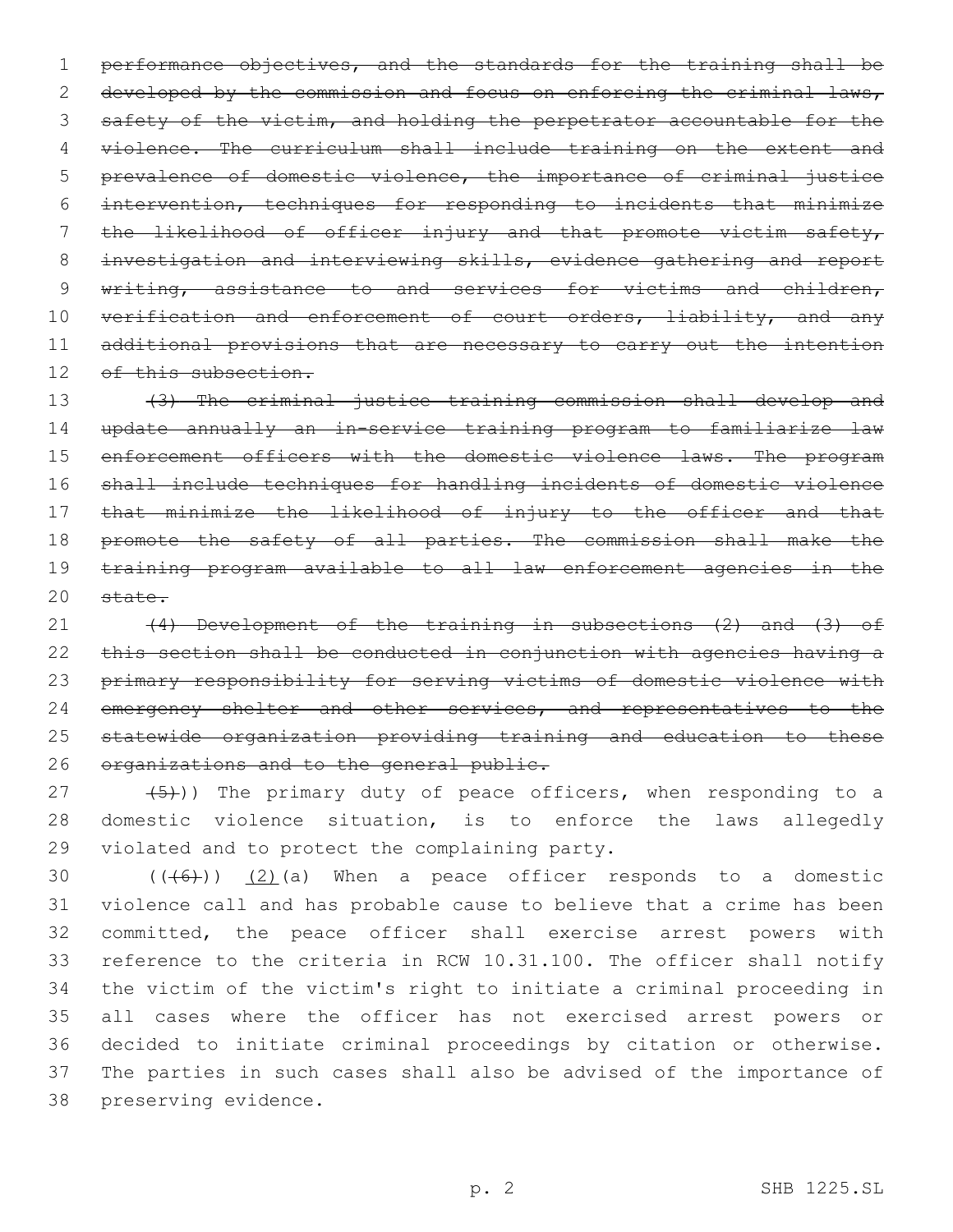~~performance objectives, and the standards for the training shall be developed by the commission and focus on enforcing the criminal laws, safety of the victim, and holding the perpetrator accountable for the violence. The curriculum shall include training on the extent and prevalence of domestic violence, the importance of criminal justice intervention, techniques for responding to incidents that minimize the likelihood of officer injury and that promote victim safety, investigation and interviewing skills, evidence gathering and report writing, assistance to and services for victims and children, verification and enforcement of court orders, liability, and any additional provisions that are necessary to carry out the intention of this subsection.~~

~~(3) The criminal justice training commission shall develop and update annually an in-service training program to familiarize law enforcement officers with the domestic violence laws. The program shall include techniques for handling incidents of domestic violence that minimize the likelihood of injury to the officer and that promote the safety of all parties. The commission shall make the training program available to all law enforcement agencies in the state.~~

~~(4) Development of the training in subsections (2) and (3) of this section shall be conducted in conjunction with agencies having a primary responsibility for serving victims of domestic violence with emergency shelter and other services, and representatives to the statewide organization providing training and education to these organizations and to the general public.~~

~~(5)~~)) The primary duty of peace officers, when responding to a domestic violence situation, is to enforce the laws allegedly violated and to protect the complaining party.

((~~(6)~~)) <u>(2)</u>(a) When a peace officer responds to a domestic violence call and has probable cause to believe that a crime has been committed, the peace officer shall exercise arrest powers with reference to the criteria in RCW 10.31.100. The officer shall notify the victim of the victim's right to initiate a criminal proceeding in all cases where the officer has not exercised arrest powers or decided to initiate criminal proceedings by citation or otherwise. The parties in such cases shall also be advised of the importance of preserving evidence.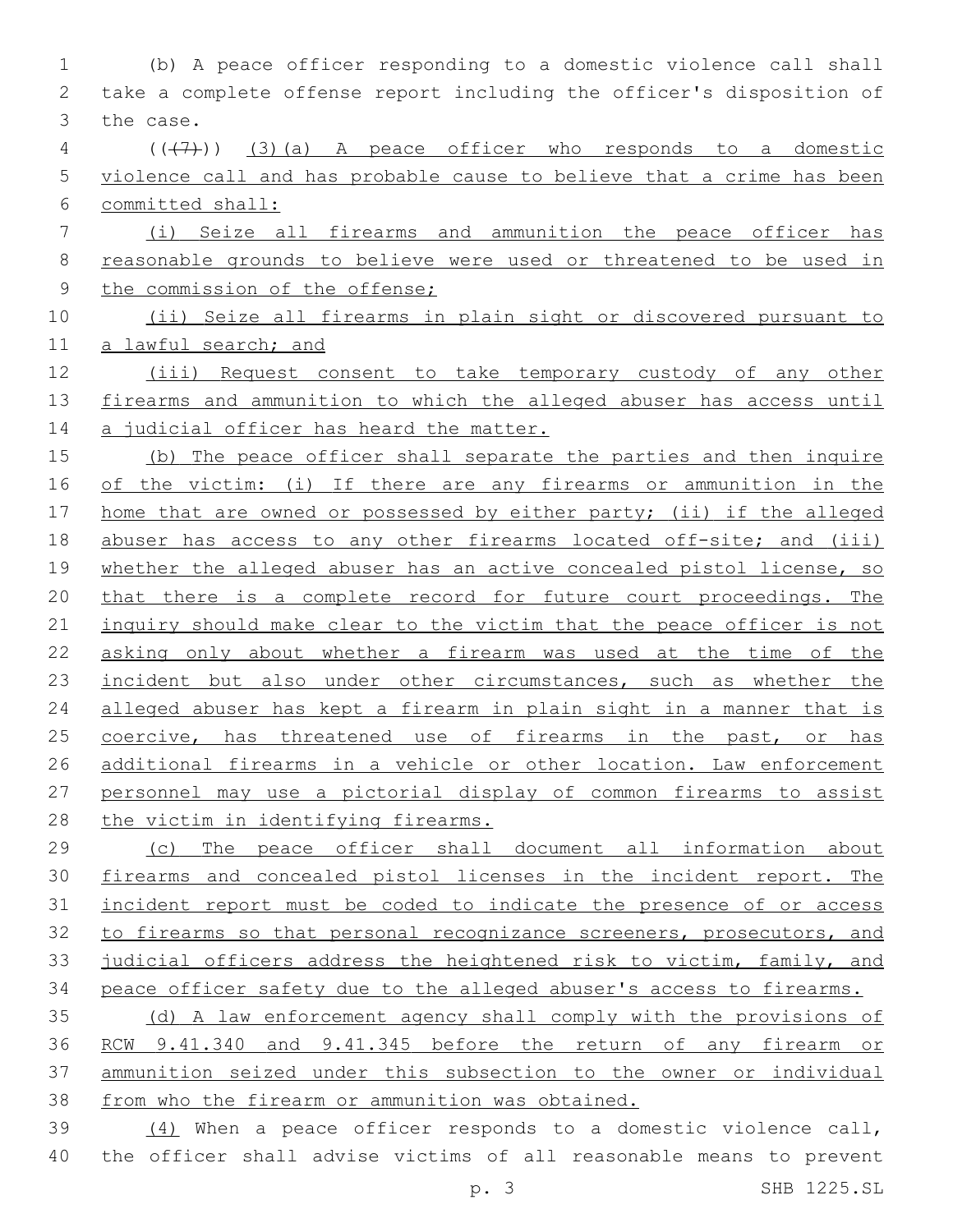(b) A peace officer responding to a domestic violence call shall take a complete offense report including the officer's disposition of the case.

~~((7))~~ (3)(a) A peace officer who responds to a domestic violence call and has probable cause to believe that a crime has been committed shall:

(i) Seize all firearms and ammunition the peace officer has reasonable grounds to believe were used or threatened to be used in the commission of the offense;

(ii) Seize all firearms in plain sight or discovered pursuant to a lawful search; and

(iii) Request consent to take temporary custody of any other firearms and ammunition to which the alleged abuser has access until a judicial officer has heard the matter.

(b) The peace officer shall separate the parties and then inquire of the victim: (i) If there are any firearms or ammunition in the home that are owned or possessed by either party; (ii) if the alleged abuser has access to any other firearms located off-site; and (iii) whether the alleged abuser has an active concealed pistol license, so that there is a complete record for future court proceedings. The inquiry should make clear to the victim that the peace officer is not asking only about whether a firearm was used at the time of the incident but also under other circumstances, such as whether the alleged abuser has kept a firearm in plain sight in a manner that is coercive, has threatened use of firearms in the past, or has additional firearms in a vehicle or other location. Law enforcement personnel may use a pictorial display of common firearms to assist the victim in identifying firearms.

(c) The peace officer shall document all information about firearms and concealed pistol licenses in the incident report. The incident report must be coded to indicate the presence of or access to firearms so that personal recognizance screeners, prosecutors, and judicial officers address the heightened risk to victim, family, and peace officer safety due to the alleged abuser's access to firearms.

(d) A law enforcement agency shall comply with the provisions of RCW 9.41.340 and 9.41.345 before the return of any firearm or ammunition seized under this subsection to the owner or individual from who the firearm or ammunition was obtained.

(4) When a peace officer responds to a domestic violence call, the officer shall advise victims of all reasonable means to prevent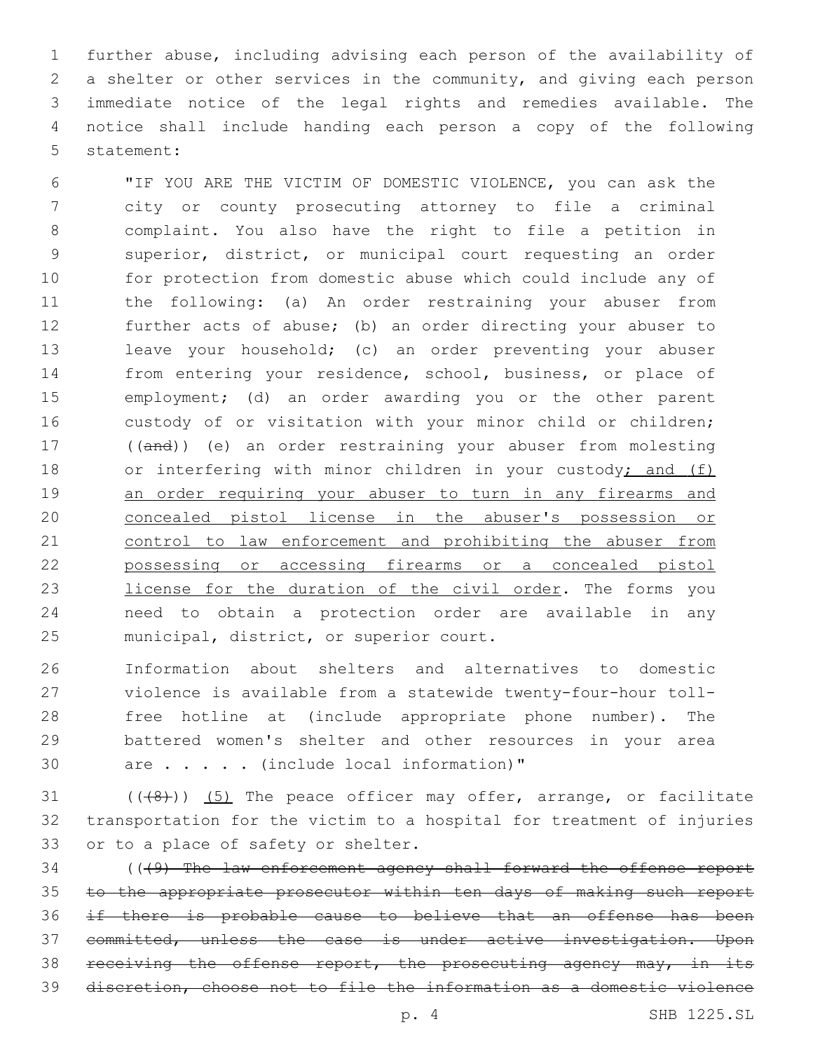further abuse, including advising each person of the availability of a shelter or other services in the community, and giving each person immediate notice of the legal rights and remedies available. The notice shall include handing each person a copy of the following statement:

> "IF YOU ARE THE VICTIM OF DOMESTIC VIOLENCE, you can ask the city or county prosecuting attorney to file a criminal complaint. You also have the right to file a petition in superior, district, or municipal court requesting an order for protection from domestic abuse which could include any of the following: (a) An order restraining your abuser from further acts of abuse; (b) an order directing your abuser to leave your household; (c) an order preventing your abuser from entering your residence, school, business, or place of employment; (d) an order awarding you or the other parent custody of or visitation with your minor child or children; ((~~and~~)) (e) an order restraining your abuser from molesting or interfering with minor children in your custody<u>; and (f) an order requiring your abuser to turn in any firearms and concealed pistol license in the abuser's possession or control to law enforcement and prohibiting the abuser from possessing or accessing firearms or a concealed pistol license for the duration of the civil order</u>. The forms you need to obtain a protection order are available in any municipal, district, or superior court.
>
> Information about shelters and alternatives to domestic violence is available from a statewide twenty-four-hour toll-free hotline at (include appropriate phone number). The battered women's shelter and other resources in your area are . . . . . (include local information)"

((~~(8)~~)) <u>(5)</u> The peace officer may offer, arrange, or facilitate transportation for the victim to a hospital for treatment of injuries or to a place of safety or shelter.

((~~(9) The law enforcement agency shall forward the offense report to the appropriate prosecutor within ten days of making such report if there is probable cause to believe that an offense has been committed, unless the case is under active investigation. Upon receiving the offense report, the prosecuting agency may, in its discretion, choose not to file the information as a domestic violence~~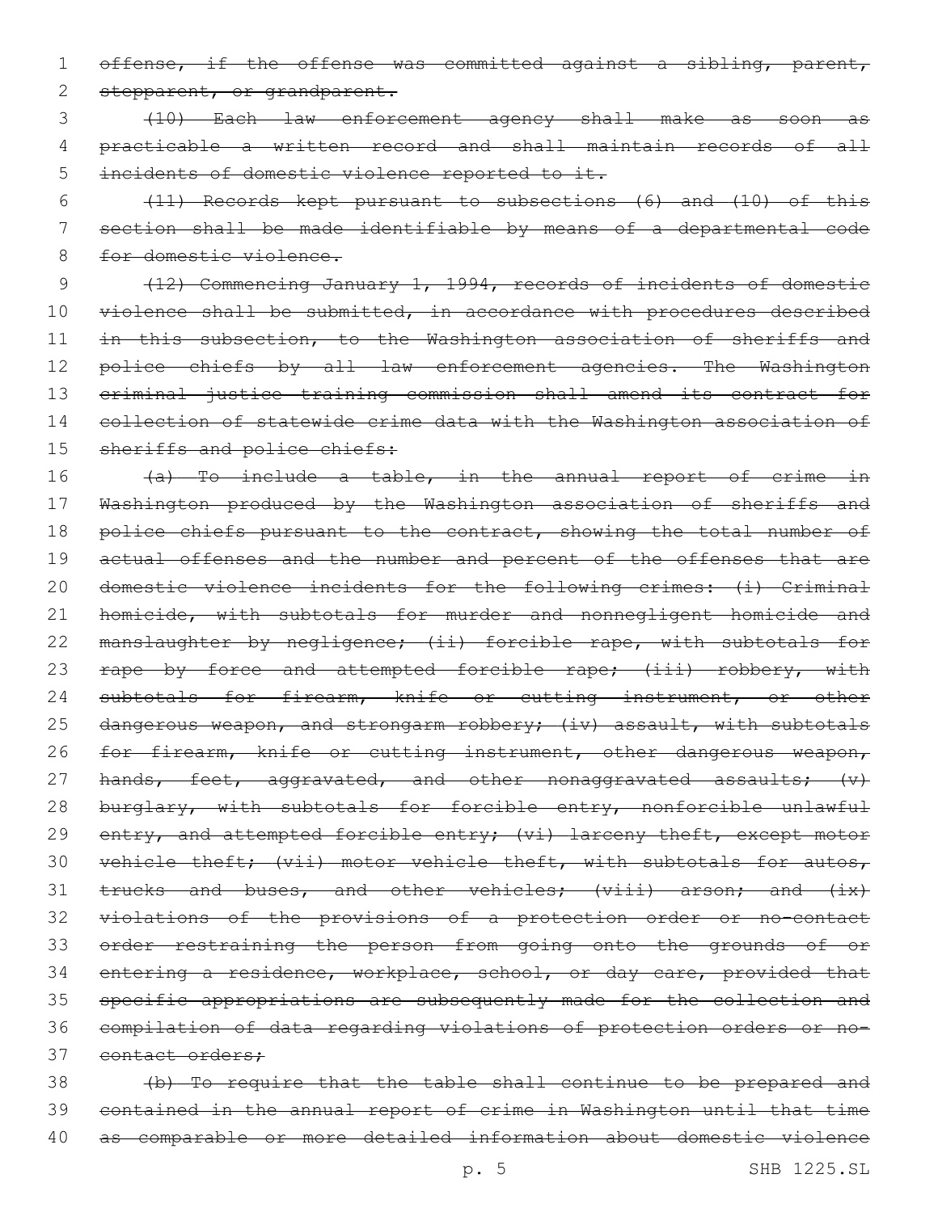~~offense, if the offense was committed against a sibling, parent, stepparent, or grandparent.~~

~~(10) Each law enforcement agency shall make as soon as practicable a written record and shall maintain records of all incidents of domestic violence reported to it.~~

~~(11) Records kept pursuant to subsections (6) and (10) of this section shall be made identifiable by means of a departmental code for domestic violence.~~

~~(12) Commencing January 1, 1994, records of incidents of domestic violence shall be submitted, in accordance with procedures described in this subsection, to the Washington association of sheriffs and police chiefs by all law enforcement agencies. The Washington criminal justice training commission shall amend its contract for collection of statewide crime data with the Washington association of sheriffs and police chiefs:~~

~~(a) To include a table, in the annual report of crime in Washington produced by the Washington association of sheriffs and police chiefs pursuant to the contract, showing the total number of actual offenses and the number and percent of the offenses that are domestic violence incidents for the following crimes: (i) Criminal homicide, with subtotals for murder and nonnegligent homicide and manslaughter by negligence; (ii) forcible rape, with subtotals for rape by force and attempted forcible rape; (iii) robbery, with subtotals for firearm, knife or cutting instrument, or other dangerous weapon, and strongarm robbery; (iv) assault, with subtotals for firearm, knife or cutting instrument, other dangerous weapon, hands, feet, aggravated, and other nonaggravated assaults; (v) burglary, with subtotals for forcible entry, nonforcible unlawful entry, and attempted forcible entry; (vi) larceny theft, except motor vehicle theft; (vii) motor vehicle theft, with subtotals for autos, trucks and buses, and other vehicles; (viii) arson; and (ix) violations of the provisions of a protection order or no-contact order restraining the person from going onto the grounds of or entering a residence, workplace, school, or day care, provided that specific appropriations are subsequently made for the collection and compilation of data regarding violations of protection orders or no-contact orders;~~

~~(b) To require that the table shall continue to be prepared and contained in the annual report of crime in Washington until that time as comparable or more detailed information about domestic violence~~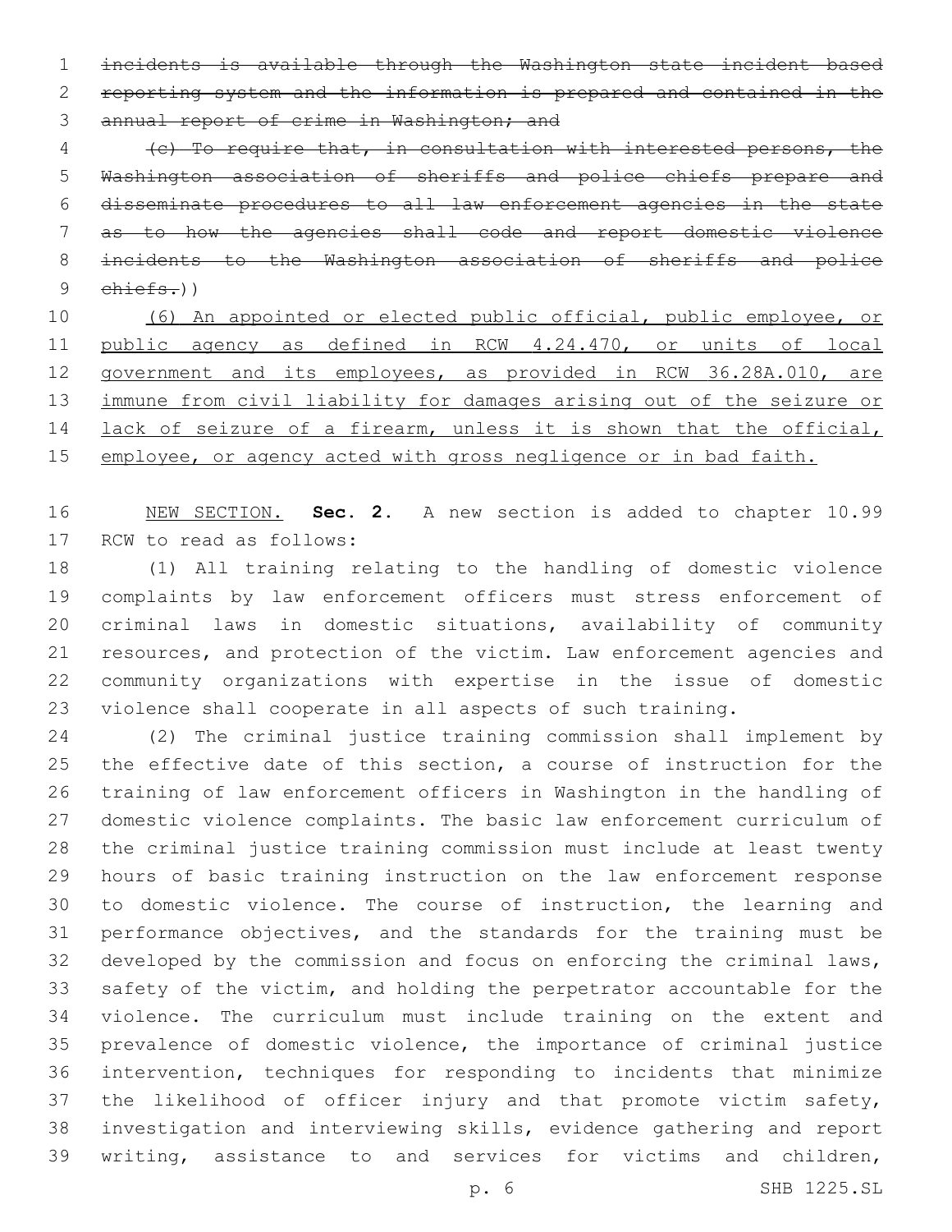~~incidents is available through the Washington state incident based reporting system and the information is prepared and contained in the annual report of crime in Washington; and~~

~~(c) To require that, in consultation with interested persons, the Washington association of sheriffs and police chiefs prepare and disseminate procedures to all law enforcement agencies in the state as to how the agencies shall code and report domestic violence incidents to the Washington association of sheriffs and police chiefs.~~))

(6) An appointed or elected public official, public employee, or public agency as defined in RCW 4.24.470, or units of local government and its employees, as provided in RCW 36.28A.010, are immune from civil liability for damages arising out of the seizure or lack of seizure of a firearm, unless it is shown that the official, employee, or agency acted with gross negligence or in bad faith.

NEW SECTION. **Sec. 2.** A new section is added to chapter 10.99 RCW to read as follows:

(1) All training relating to the handling of domestic violence complaints by law enforcement officers must stress enforcement of criminal laws in domestic situations, availability of community resources, and protection of the victim. Law enforcement agencies and community organizations with expertise in the issue of domestic violence shall cooperate in all aspects of such training.

(2) The criminal justice training commission shall implement by the effective date of this section, a course of instruction for the training of law enforcement officers in Washington in the handling of domestic violence complaints. The basic law enforcement curriculum of the criminal justice training commission must include at least twenty hours of basic training instruction on the law enforcement response to domestic violence. The course of instruction, the learning and performance objectives, and the standards for the training must be developed by the commission and focus on enforcing the criminal laws, safety of the victim, and holding the perpetrator accountable for the violence. The curriculum must include training on the extent and prevalence of domestic violence, the importance of criminal justice intervention, techniques for responding to incidents that minimize the likelihood of officer injury and that promote victim safety, investigation and interviewing skills, evidence gathering and report writing, assistance to and services for victims and children,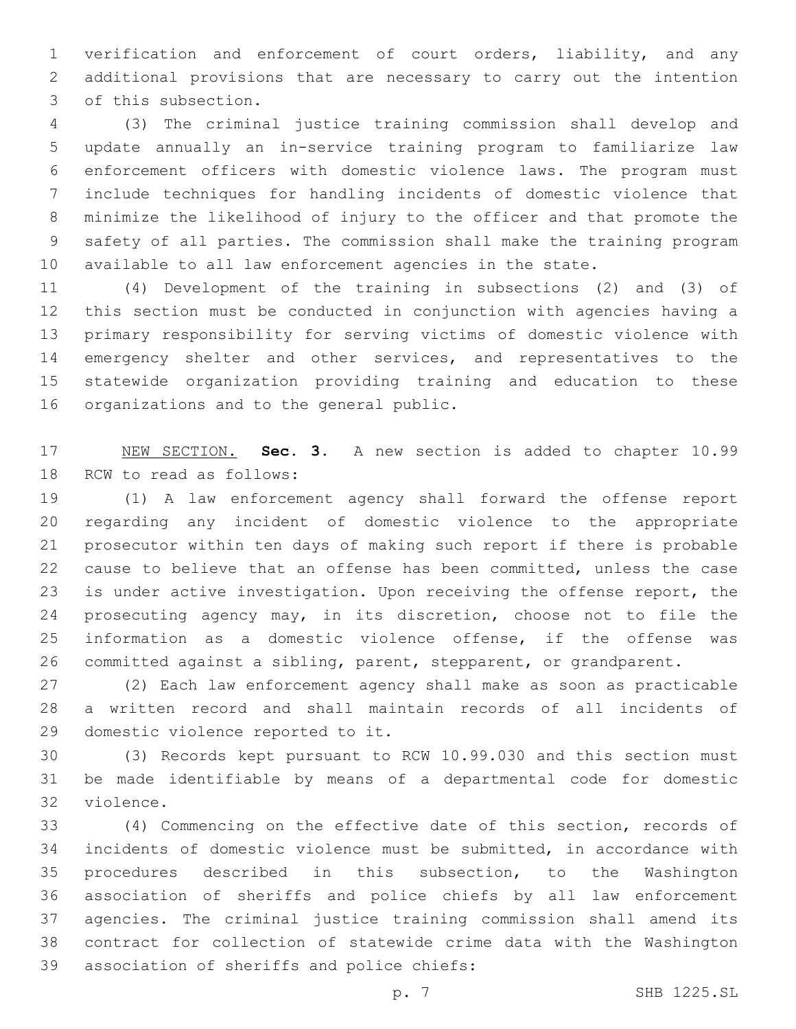verification and enforcement of court orders, liability, and any additional provisions that are necessary to carry out the intention of this subsection.

(3) The criminal justice training commission shall develop and update annually an in-service training program to familiarize law enforcement officers with domestic violence laws. The program must include techniques for handling incidents of domestic violence that minimize the likelihood of injury to the officer and that promote the safety of all parties. The commission shall make the training program available to all law enforcement agencies in the state.

(4) Development of the training in subsections (2) and (3) of this section must be conducted in conjunction with agencies having a primary responsibility for serving victims of domestic violence with emergency shelter and other services, and representatives to the statewide organization providing training and education to these organizations and to the general public.

NEW SECTION. **Sec. 3.** A new section is added to chapter 10.99 RCW to read as follows:

(1) A law enforcement agency shall forward the offense report regarding any incident of domestic violence to the appropriate prosecutor within ten days of making such report if there is probable cause to believe that an offense has been committed, unless the case is under active investigation. Upon receiving the offense report, the prosecuting agency may, in its discretion, choose not to file the information as a domestic violence offense, if the offense was committed against a sibling, parent, stepparent, or grandparent.

(2) Each law enforcement agency shall make as soon as practicable a written record and shall maintain records of all incidents of domestic violence reported to it.

(3) Records kept pursuant to RCW 10.99.030 and this section must be made identifiable by means of a departmental code for domestic violence.

(4) Commencing on the effective date of this section, records of incidents of domestic violence must be submitted, in accordance with procedures described in this subsection, to the Washington association of sheriffs and police chiefs by all law enforcement agencies. The criminal justice training commission shall amend its contract for collection of statewide crime data with the Washington association of sheriffs and police chiefs: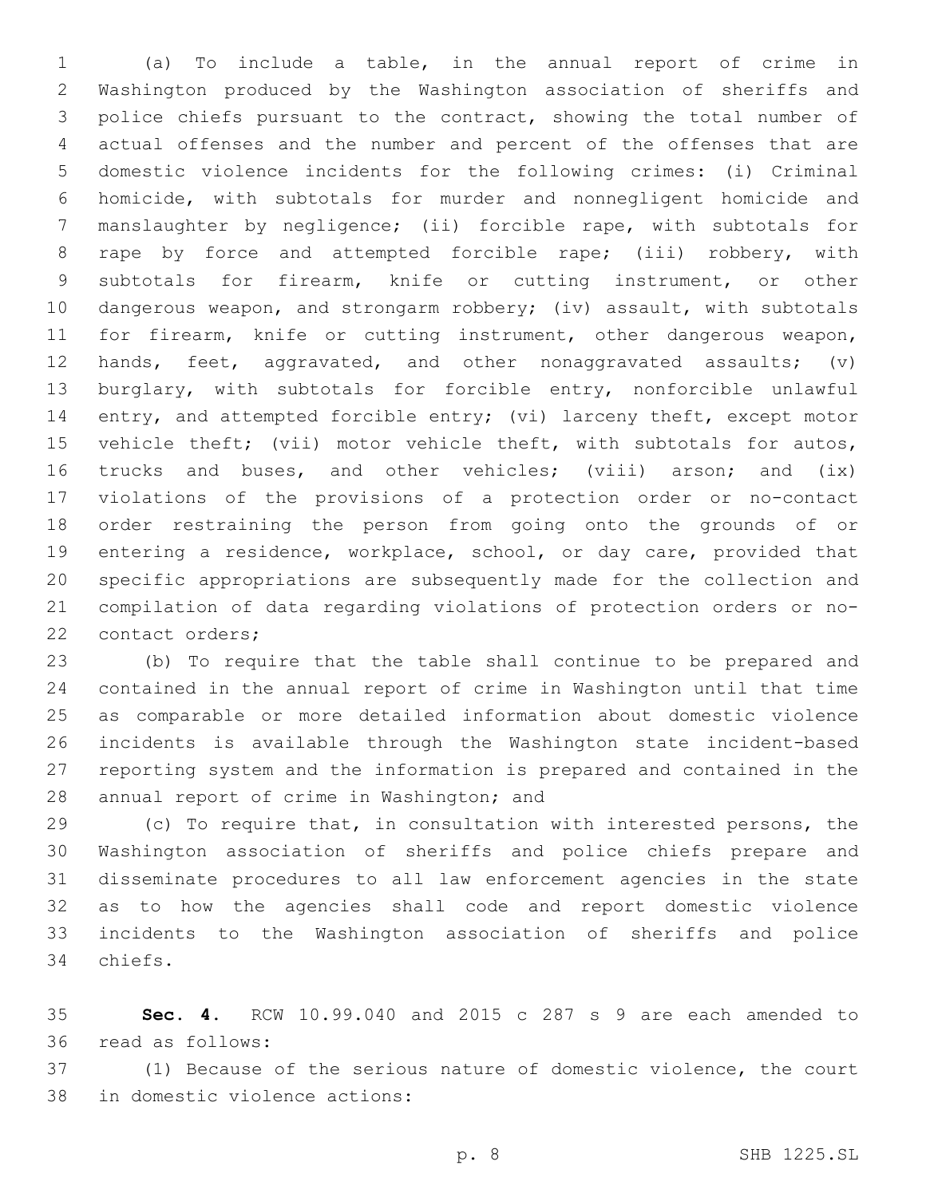(a) To include a table, in the annual report of crime in Washington produced by the Washington association of sheriffs and police chiefs pursuant to the contract, showing the total number of actual offenses and the number and percent of the offenses that are domestic violence incidents for the following crimes: (i) Criminal homicide, with subtotals for murder and nonnegligent homicide and manslaughter by negligence; (ii) forcible rape, with subtotals for rape by force and attempted forcible rape; (iii) robbery, with subtotals for firearm, knife or cutting instrument, or other dangerous weapon, and strongarm robbery; (iv) assault, with subtotals for firearm, knife or cutting instrument, other dangerous weapon, hands, feet, aggravated, and other nonaggravated assaults; (v) burglary, with subtotals for forcible entry, nonforcible unlawful entry, and attempted forcible entry; (vi) larceny theft, except motor vehicle theft; (vii) motor vehicle theft, with subtotals for autos, trucks and buses, and other vehicles; (viii) arson; and (ix) violations of the provisions of a protection order or no-contact order restraining the person from going onto the grounds of or entering a residence, workplace, school, or day care, provided that specific appropriations are subsequently made for the collection and compilation of data regarding violations of protection orders or no-contact orders;

(b) To require that the table shall continue to be prepared and contained in the annual report of crime in Washington until that time as comparable or more detailed information about domestic violence incidents is available through the Washington state incident-based reporting system and the information is prepared and contained in the annual report of crime in Washington; and

(c) To require that, in consultation with interested persons, the Washington association of sheriffs and police chiefs prepare and disseminate procedures to all law enforcement agencies in the state as to how the agencies shall code and report domestic violence incidents to the Washington association of sheriffs and police chiefs.

**Sec. 4.** RCW 10.99.040 and 2015 c 287 s 9 are each amended to read as follows:

(1) Because of the serious nature of domestic violence, the court in domestic violence actions: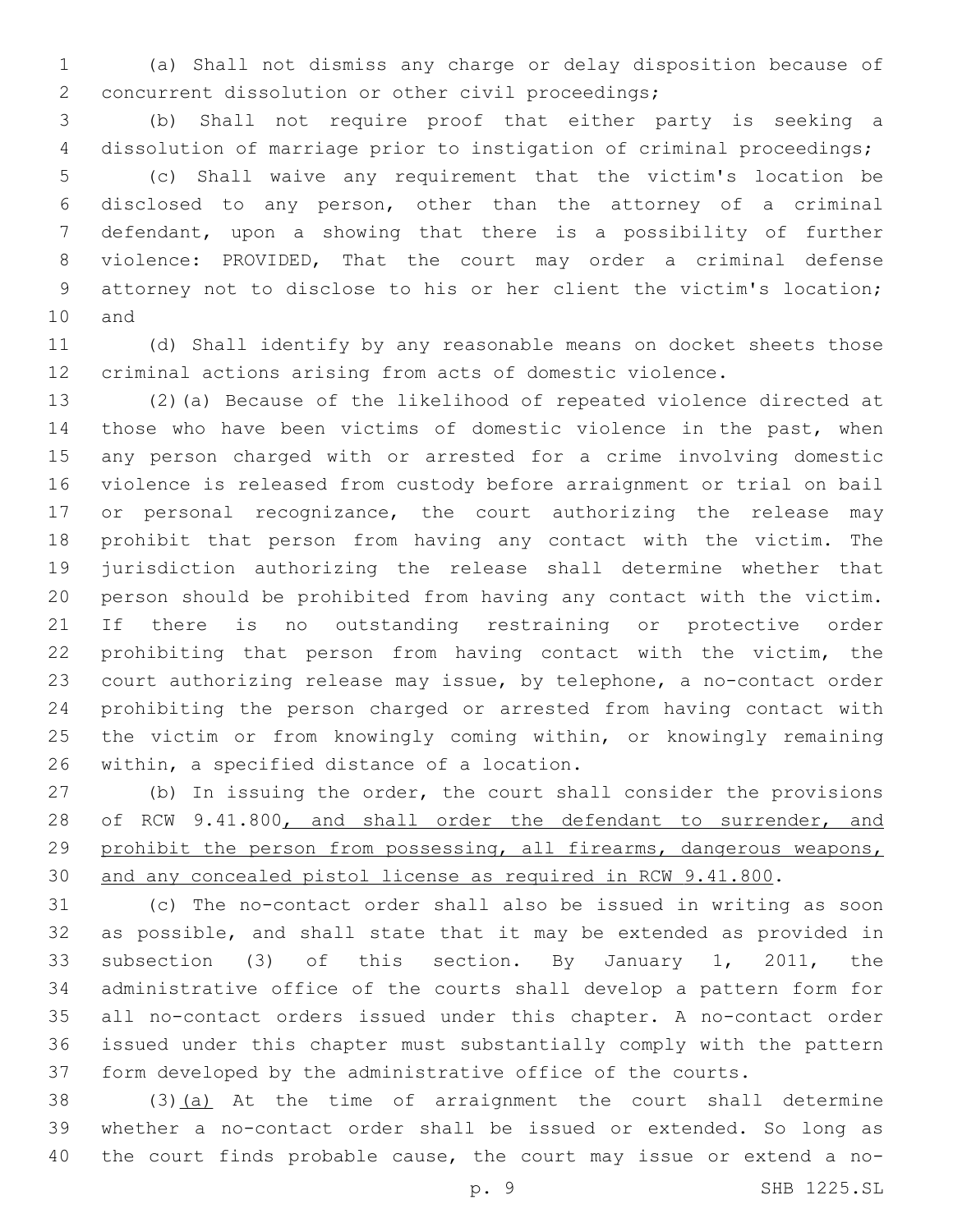(a) Shall not dismiss any charge or delay disposition because of concurrent dissolution or other civil proceedings;

(b) Shall not require proof that either party is seeking a dissolution of marriage prior to instigation of criminal proceedings;

(c) Shall waive any requirement that the victim's location be disclosed to any person, other than the attorney of a criminal defendant, upon a showing that there is a possibility of further violence: PROVIDED, That the court may order a criminal defense attorney not to disclose to his or her client the victim's location; and

(d) Shall identify by any reasonable means on docket sheets those criminal actions arising from acts of domestic violence.

(2)(a) Because of the likelihood of repeated violence directed at those who have been victims of domestic violence in the past, when any person charged with or arrested for a crime involving domestic violence is released from custody before arraignment or trial on bail or personal recognizance, the court authorizing the release may prohibit that person from having any contact with the victim. The jurisdiction authorizing the release shall determine whether that person should be prohibited from having any contact with the victim. If there is no outstanding restraining or protective order prohibiting that person from having contact with the victim, the court authorizing release may issue, by telephone, a no-contact order prohibiting the person charged or arrested from having contact with the victim or from knowingly coming within, or knowingly remaining within, a specified distance of a location.

(b) In issuing the order, the court shall consider the provisions of RCW 9.41.800, and shall order the defendant to surrender, and prohibit the person from possessing, all firearms, dangerous weapons, and any concealed pistol license as required in RCW 9.41.800.

(c) The no-contact order shall also be issued in writing as soon as possible, and shall state that it may be extended as provided in subsection (3) of this section. By January 1, 2011, the administrative office of the courts shall develop a pattern form for all no-contact orders issued under this chapter. A no-contact order issued under this chapter must substantially comply with the pattern form developed by the administrative office of the courts.

(3)(a) At the time of arraignment the court shall determine whether a no-contact order shall be issued or extended. So long as the court finds probable cause, the court may issue or extend a no-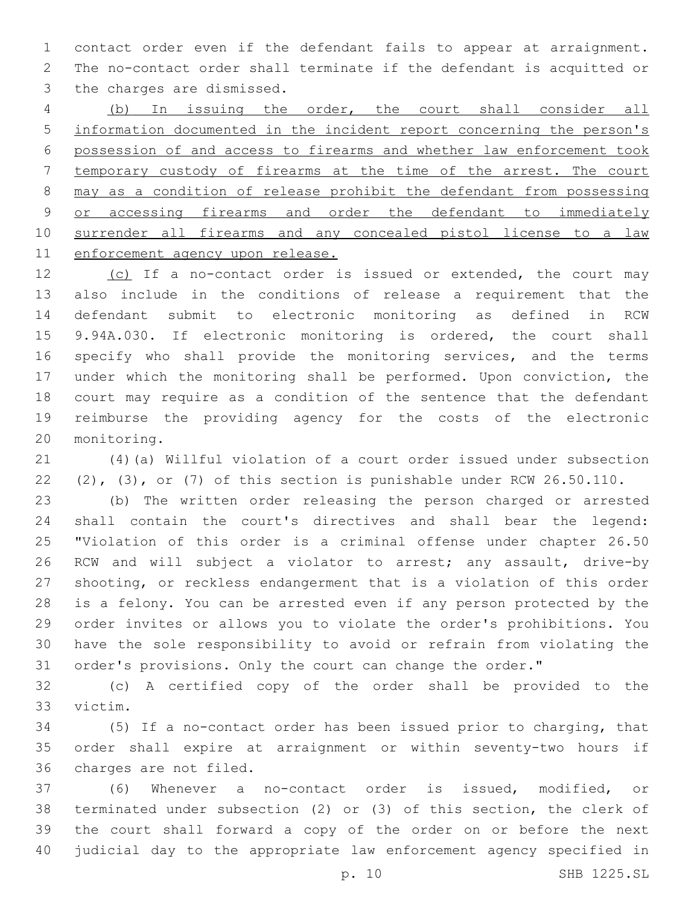contact order even if the defendant fails to appear at arraignment. The no-contact order shall terminate if the defendant is acquitted or the charges are dismissed.

<u>(b) In issuing the order, the court shall consider all information documented in the incident report concerning the person's possession of and access to firearms and whether law enforcement took temporary custody of firearms at the time of the arrest. The court may as a condition of release prohibit the defendant from possessing or accessing firearms and order the defendant to immediately surrender all firearms and any concealed pistol license to a law enforcement agency upon release.</u>

<u>(c)</u> If a no-contact order is issued or extended, the court may also include in the conditions of release a requirement that the defendant submit to electronic monitoring as defined in RCW 9.94A.030. If electronic monitoring is ordered, the court shall specify who shall provide the monitoring services, and the terms under which the monitoring shall be performed. Upon conviction, the court may require as a condition of the sentence that the defendant reimburse the providing agency for the costs of the electronic monitoring.

(4)(a) Willful violation of a court order issued under subsection (2), (3), or (7) of this section is punishable under RCW 26.50.110.

(b) The written order releasing the person charged or arrested shall contain the court's directives and shall bear the legend: "Violation of this order is a criminal offense under chapter 26.50 RCW and will subject a violator to arrest; any assault, drive-by shooting, or reckless endangerment that is a violation of this order is a felony. You can be arrested even if any person protected by the order invites or allows you to violate the order's prohibitions. You have the sole responsibility to avoid or refrain from violating the order's provisions. Only the court can change the order."

(c) A certified copy of the order shall be provided to the victim.

(5) If a no-contact order has been issued prior to charging, that order shall expire at arraignment or within seventy-two hours if charges are not filed.

(6) Whenever a no-contact order is issued, modified, or terminated under subsection (2) or (3) of this section, the clerk of the court shall forward a copy of the order on or before the next judicial day to the appropriate law enforcement agency specified in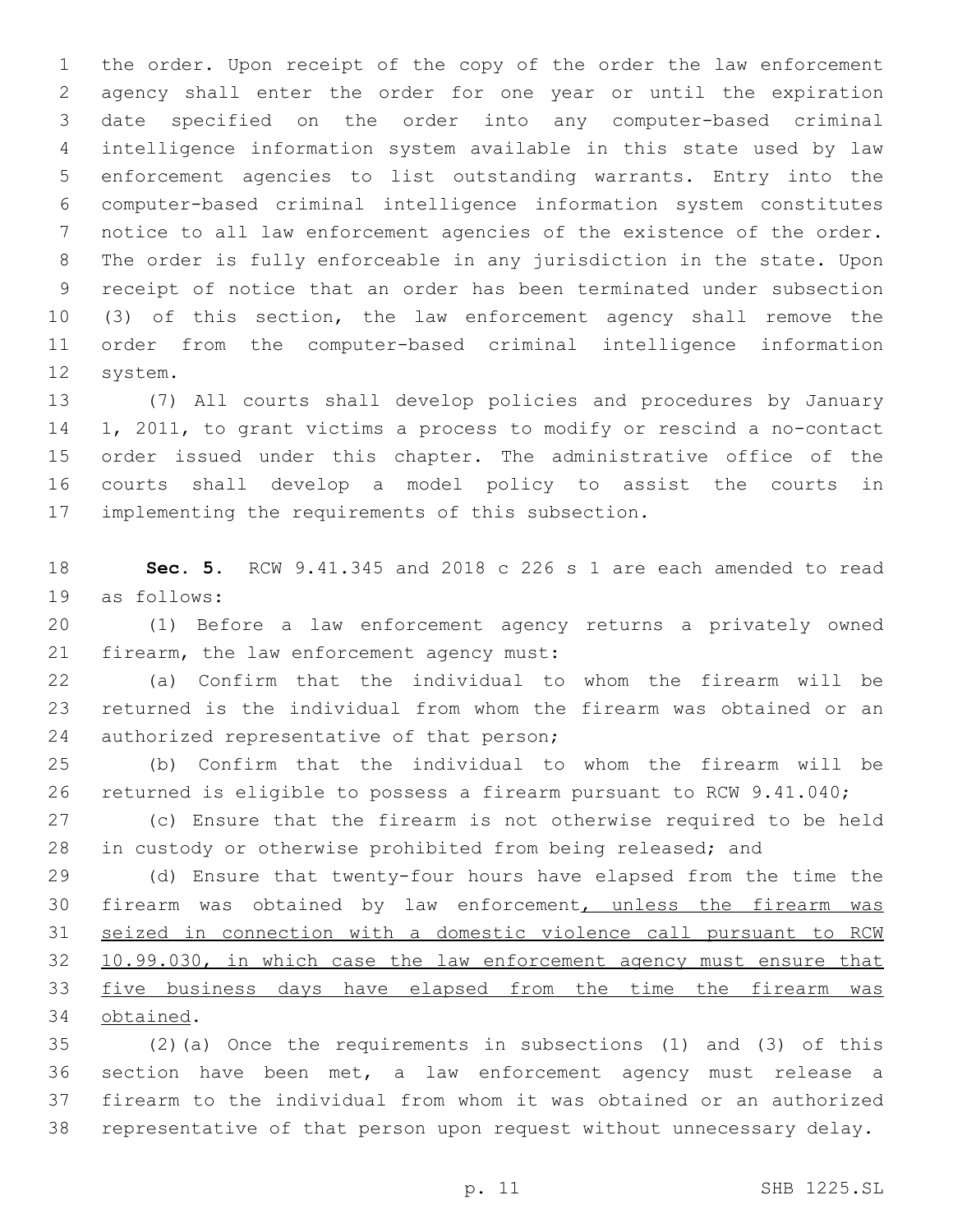the order. Upon receipt of the copy of the order the law enforcement agency shall enter the order for one year or until the expiration date specified on the order into any computer-based criminal intelligence information system available in this state used by law enforcement agencies to list outstanding warrants. Entry into the computer-based criminal intelligence information system constitutes notice to all law enforcement agencies of the existence of the order. The order is fully enforceable in any jurisdiction in the state. Upon receipt of notice that an order has been terminated under subsection (3) of this section, the law enforcement agency shall remove the order from the computer-based criminal intelligence information system.

(7) All courts shall develop policies and procedures by January 1, 2011, to grant victims a process to modify or rescind a no-contact order issued under this chapter. The administrative office of the courts shall develop a model policy to assist the courts in implementing the requirements of this subsection.

**Sec. 5.** RCW 9.41.345 and 2018 c 226 s 1 are each amended to read as follows:

(1) Before a law enforcement agency returns a privately owned firearm, the law enforcement agency must:

(a) Confirm that the individual to whom the firearm will be returned is the individual from whom the firearm was obtained or an authorized representative of that person;

(b) Confirm that the individual to whom the firearm will be returned is eligible to possess a firearm pursuant to RCW 9.41.040;

(c) Ensure that the firearm is not otherwise required to be held in custody or otherwise prohibited from being released; and

(d) Ensure that twenty-four hours have elapsed from the time the firearm was obtained by law enforcement<u>, unless the firearm was seized in connection with a domestic violence call pursuant to RCW 10.99.030, in which case the law enforcement agency must ensure that five business days have elapsed from the time the firearm was obtained</u>.

(2)(a) Once the requirements in subsections (1) and (3) of this section have been met, a law enforcement agency must release a firearm to the individual from whom it was obtained or an authorized representative of that person upon request without unnecessary delay.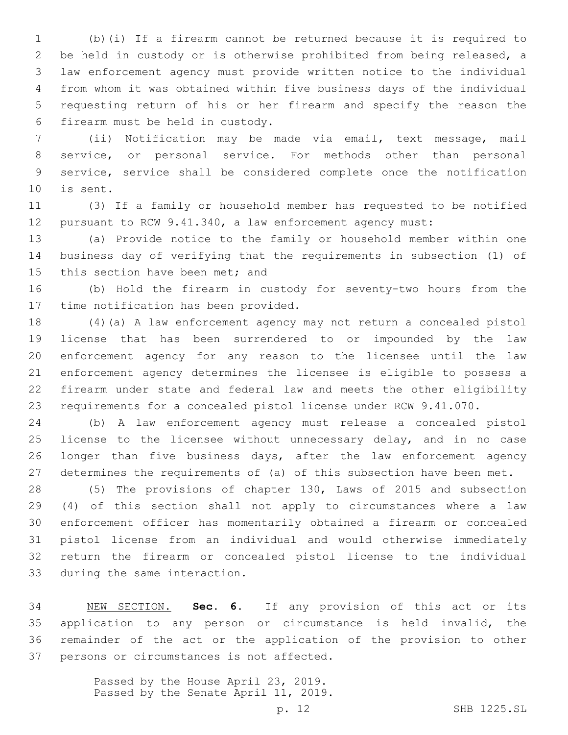(b)(i) If a firearm cannot be returned because it is required to be held in custody or is otherwise prohibited from being released, a law enforcement agency must provide written notice to the individual from whom it was obtained within five business days of the individual requesting return of his or her firearm and specify the reason the firearm must be held in custody.

(ii) Notification may be made via email, text message, mail service, or personal service. For methods other than personal service, service shall be considered complete once the notification is sent.

(3) If a family or household member has requested to be notified pursuant to RCW 9.41.340, a law enforcement agency must:

(a) Provide notice to the family or household member within one business day of verifying that the requirements in subsection (1) of this section have been met; and

(b) Hold the firearm in custody for seventy-two hours from the time notification has been provided.

(4)(a) A law enforcement agency may not return a concealed pistol license that has been surrendered to or impounded by the law enforcement agency for any reason to the licensee until the law enforcement agency determines the licensee is eligible to possess a firearm under state and federal law and meets the other eligibility requirements for a concealed pistol license under RCW 9.41.070.

(b) A law enforcement agency must release a concealed pistol license to the licensee without unnecessary delay, and in no case longer than five business days, after the law enforcement agency determines the requirements of (a) of this subsection have been met.

(5) The provisions of chapter 130, Laws of 2015 and subsection (4) of this section shall not apply to circumstances where a law enforcement officer has momentarily obtained a firearm or concealed pistol license from an individual and would otherwise immediately return the firearm or concealed pistol license to the individual during the same interaction.

NEW SECTION. **Sec. 6.** If any provision of this act or its application to any person or circumstance is held invalid, the remainder of the act or the application of the provision to other persons or circumstances is not affected.

Passed by the House April 23, 2019.
Passed by the Senate April 11, 2019.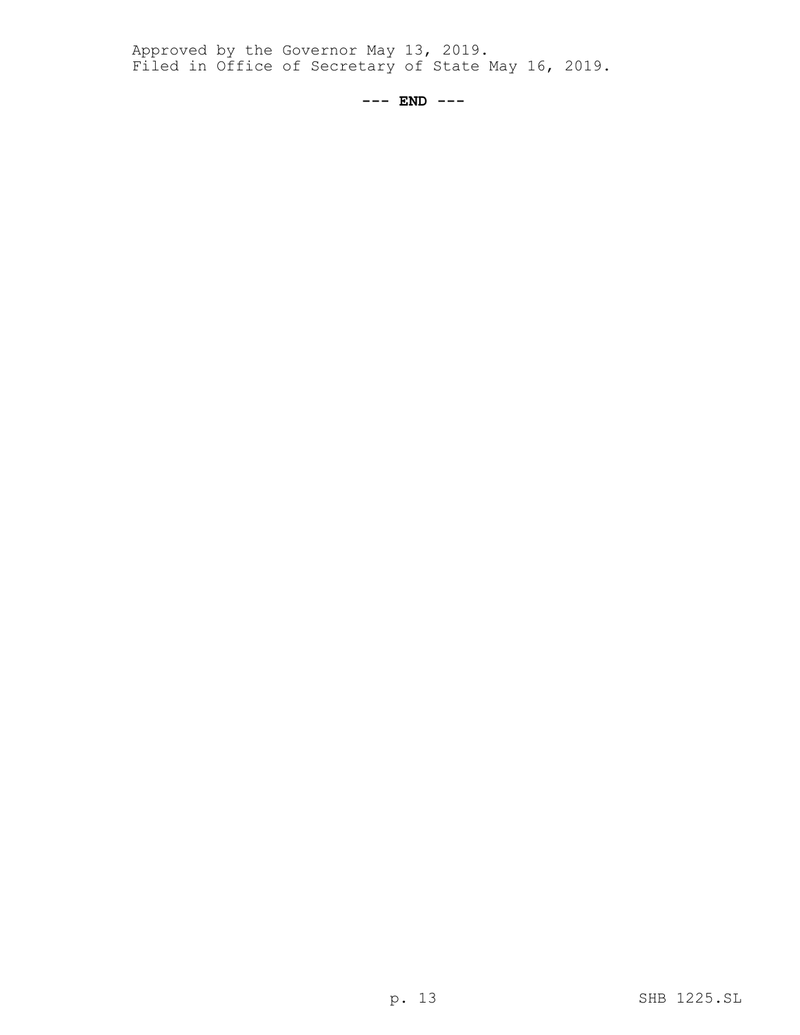Approved by the Governor May 13, 2019.
Filed in Office of Secretary of State May 16, 2019.

**--- END ---**